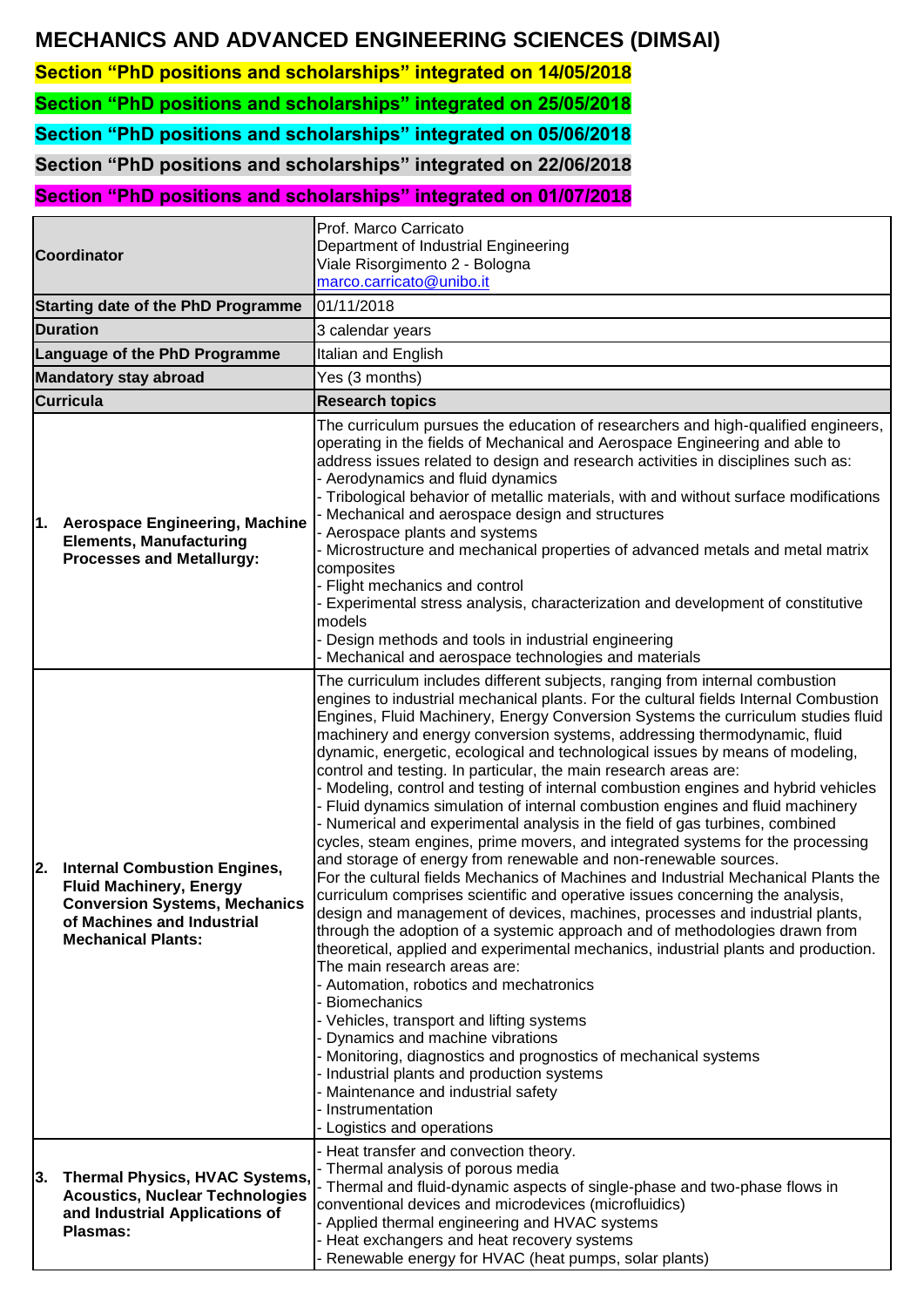# MECHANICS AND ADVANCED ENGINEERING SCIENCES (DIMSAI)

**Section "PhD positions and scholarships" integrated on 14/05/2018**

**Section "PhD positions and scholarships" integrated on 25/05/2018**

**Section "PhD positions and scholarships" integrated on 05/06/2018**

**Section "PhD positions and scholarships" integrated on 22/06/2018**

**Section "PhD positions and scholarships" integrated on 01/07/2018**

| **Coordinator** | Prof. Marco Carricato<br>Department of Industrial Engineering<br>Viale Risorgimento 2 - Bologna<br>marco.carricato@unibo.it |
|---|---|
| **Starting date of the PhD Programme** | 01/11/2018 |
| **Duration** | 3 calendar years |
| **Language of the PhD Programme** | Italian and English |
| **Mandatory stay abroad** | Yes (3 months) |
| **Curricula** | **Research topics** |
| **1. Aerospace Engineering, Machine Elements, Manufacturing Processes and Metallurgy:** | The curriculum pursues the education of researchers and high-qualified engineers, operating in the fields of Mechanical and Aerospace Engineering and able to address issues related to design and research activities in disciplines such as:<br>- Aerodynamics and fluid dynamics<br>- Tribological behavior of metallic materials, with and without surface modifications<br>- Mechanical and aerospace design and structures<br>- Aerospace plants and systems<br>- Microstructure and mechanical properties of advanced metals and metal matrix composites<br>- Flight mechanics and control<br>- Experimental stress analysis, characterization and development of constitutive models<br>- Design methods and tools in industrial engineering<br>- Mechanical and aerospace technologies and materials |
| **2. Internal Combustion Engines, Fluid Machinery, Energy Conversion Systems, Mechanics of Machines and Industrial Mechanical Plants:** | The curriculum includes different subjects, ranging from internal combustion engines to industrial mechanical plants. For the cultural fields Internal Combustion Engines, Fluid Machinery, Energy Conversion Systems the curriculum studies fluid machinery and energy conversion systems, addressing thermodynamic, fluid dynamic, energetic, ecological and technological issues by means of modeling, control and testing. In particular, the main research areas are:<br>- Modeling, control and testing of internal combustion engines and hybrid vehicles<br>- Fluid dynamics simulation of internal combustion engines and fluid machinery<br>- Numerical and experimental analysis in the field of gas turbines, combined cycles, steam engines, prime movers, and integrated systems for the processing and storage of energy from renewable and non-renewable sources.<br>For the cultural fields Mechanics of Machines and Industrial Mechanical Plants the curriculum comprises scientific and operative issues concerning the analysis, design and management of devices, machines, processes and industrial plants, through the adoption of a systemic approach and of methodologies drawn from theoretical, applied and experimental mechanics, industrial plants and production.<br>The main research areas are:<br>- Automation, robotics and mechatronics<br>- Biomechanics<br>- Vehicles, transport and lifting systems<br>- Dynamics and machine vibrations<br>- Monitoring, diagnostics and prognostics of mechanical systems<br>- Industrial plants and production systems<br>- Maintenance and industrial safety<br>- Instrumentation<br>- Logistics and operations |
| **3. Thermal Physics, HVAC Systems, Acoustics, Nuclear Technologies and Industrial Applications of Plasmas:** | - Heat transfer and convection theory.<br>- Thermal analysis of porous media<br>- Thermal and fluid-dynamic aspects of single-phase and two-phase flows in conventional devices and microdevices (microfluidics)<br>- Applied thermal engineering and HVAC systems<br>- Heat exchangers and heat recovery systems<br>- Renewable energy for HVAC (heat pumps, solar plants) |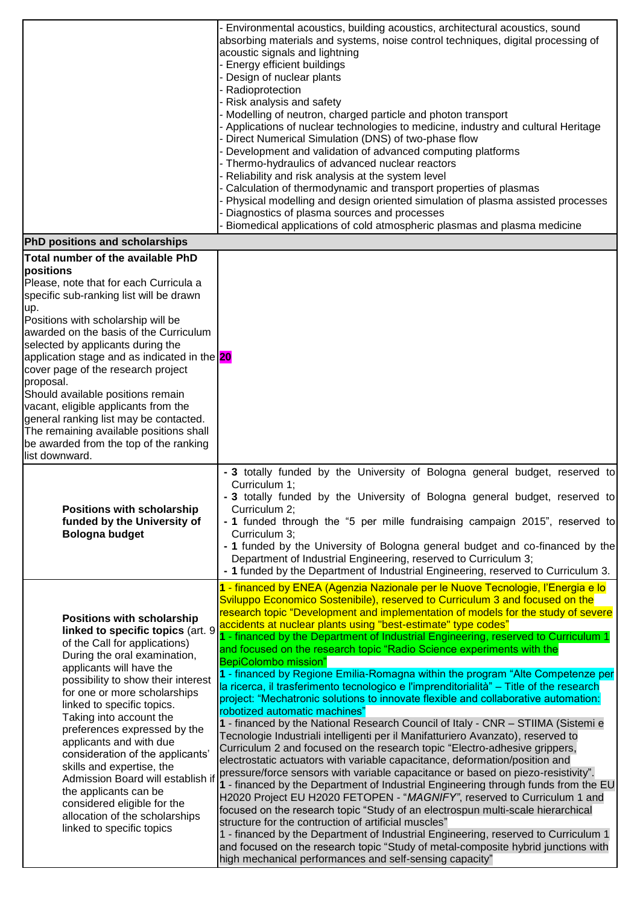| | |
|---|---|
| | - Environmental acoustics, building acoustics, architectural acoustics, sound absorbing materials and systems, noise control techniques, digital processing of acoustic signals and lightning<br>- Energy efficient buildings<br>- Design of nuclear plants<br>- Radioprotection<br>- Risk analysis and safety<br>- Modelling of neutron, charged particle and photon transport<br>- Applications of nuclear technologies to medicine, industry and cultural Heritage<br>- Direct Numerical Simulation (DNS) of two-phase flow<br>- Development and validation of advanced computing platforms<br>- Thermo-hydraulics of advanced nuclear reactors<br>- Reliability and risk analysis at the system level<br>- Calculation of thermodynamic and transport properties of plasmas<br>- Physical modelling and design oriented simulation of plasma assisted processes<br>- Diagnostics of plasma sources and processes<br>- Biomedical applications of cold atmospheric plasmas and plasma medicine |
| **PhD positions and scholarships** | |
| **Total number of the available PhD positions**<br>Please, note that for each Curricula a specific sub-ranking list will be drawn up.<br>Positions with scholarship will be awarded on the basis of the Curriculum selected by applicants during the application stage and as indicated in the cover page of the research project proposal.<br>Should available positions remain vacant, eligible applicants from the general ranking list may be contacted. The remaining available positions shall be awarded from the top of the ranking list downward. | **20** |
| **Positions with scholarship funded by the University of Bologna budget** | **- 3** totally funded by the University of Bologna general budget, reserved to Curriculum 1;<br>**- 3** totally funded by the University of Bologna general budget, reserved to Curriculum 2;<br>**- 1** funded through the "5 per mille fundraising campaign 2015", reserved to Curriculum 3;<br>**- 1** funded by the University of Bologna general budget and co-financed by the Department of Industrial Engineering, reserved to Curriculum 3;<br>**- 1** funded by the Department of Industrial Engineering, reserved to Curriculum 3. |
| **Positions with scholarship linked to specific topics** (art. 9 of the Call for applications)<br>During the oral examination, applicants will have the possibility to show their interest for one or more scholarships linked to specific topics.<br>Taking into account the preferences expressed by the applicants and with due consideration of the applicants' skills and expertise, the Admission Board will establish if the applicants can be considered eligible for the allocation of the scholarships linked to specific topics | **1** - financed by ENEA (Agenzia Nazionale per le Nuove Tecnologie, l'Energia e lo Sviluppo Economico Sostenibile), reserved to Curriculum 3 and focused on the research topic "Development and implementation of models for the study of severe accidents at nuclear plants using "best-estimate" type codes"<br>**1** - financed by the Department of Industrial Engineering, reserved to Curriculum 1 and focused on the research topic "Radio Science experiments with the BepiColombo mission"<br>**1** - financed by Regione Emilia-Romagna within the program "Alte Competenze per la ricerca, il trasferimento tecnologico e l'imprenditorialità" – Title of the research project: "Mechatronic solutions to innovate flexible and collaborative automation: robotized automatic machines"<br>**1** - financed by the National Research Council of Italy - CNR – STIIMA (Sistemi e Tecnologie Industriali intelligenti per il Manifatturiero Avanzato), reserved to Curriculum 2 and focused on the research topic "Electro-adhesive grippers, electrostatic actuators with variable capacitance, deformation/position and pressure/force sensors with variable capacitance or based on piezo-resistivity".<br>**1** - financed by the Department of Industrial Engineering through funds from the EU H2020 Project EU H2020 FETOPEN - "*MAGNIFY*", reserved to Curriculum 1 and focused on the research topic "Study of an electrospun multi-scale hierarchical structure for the contruction of artificial muscles"<br>1 - financed by the Department of Industrial Engineering, reserved to Curriculum 1 and focused on the research topic "Study of metal-composite hybrid junctions with high mechanical performances and self-sensing capacity" |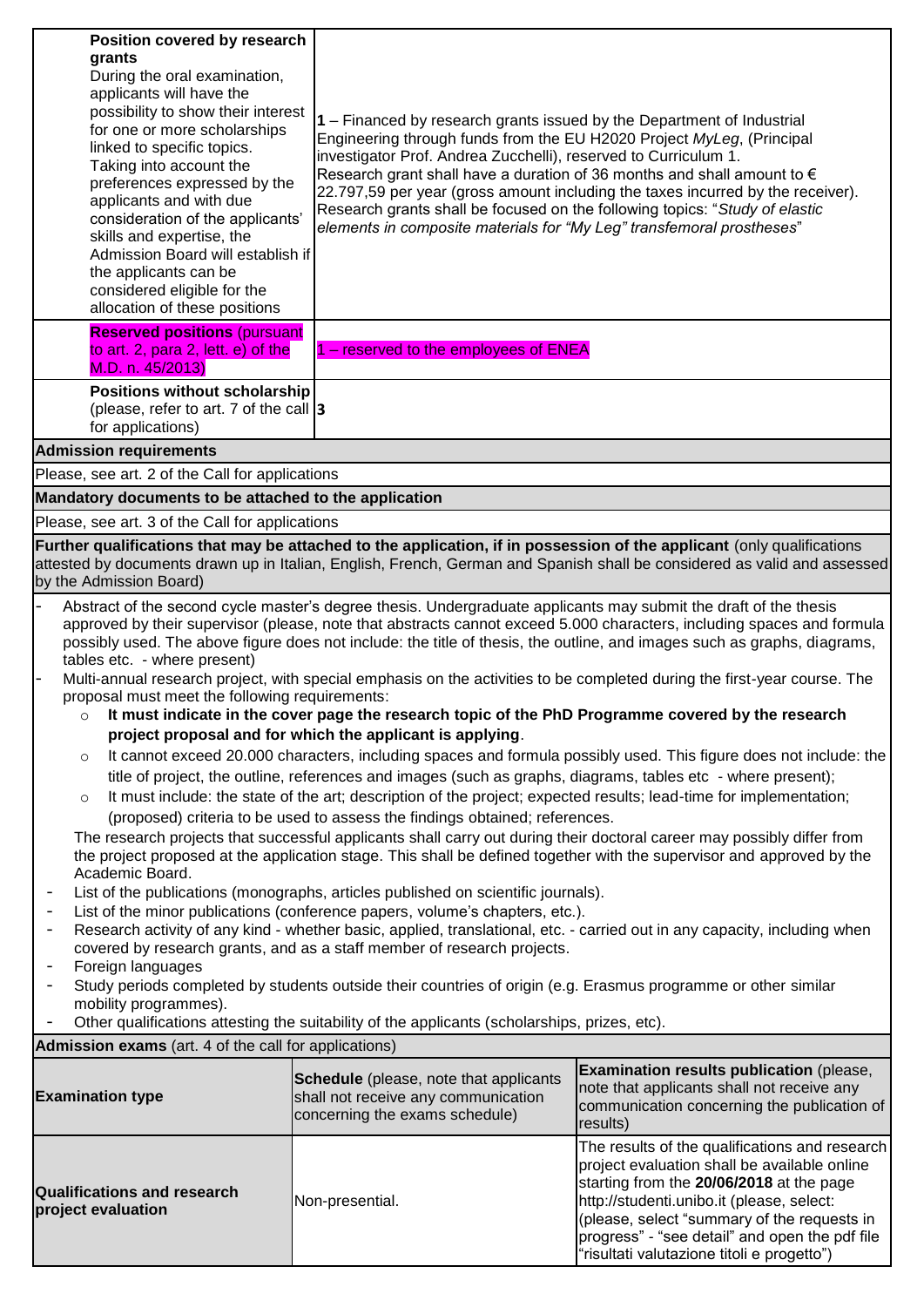| | |
|---|---|
| **Position covered by research grants**<br>During the oral examination, applicants will have the possibility to show their interest for one or more scholarships linked to specific topics. Taking into account the preferences expressed by the applicants and with due consideration of the applicants' skills and expertise, the Admission Board will establish if the applicants can be considered eligible for the allocation of these positions | **1** – Financed by research grants issued by the Department of Industrial Engineering through funds from the EU H2020 Project *MyLeg*, (Principal investigator Prof. Andrea Zucchelli), reserved to Curriculum 1. Research grant shall have a duration of 36 months and shall amount to € 22.797,59 per year (gross amount including the taxes incurred by the receiver). Research grants shall be focused on the following topics: "*Study of elastic elements in composite materials for "My Leg" transfemoral prostheses*" |
| **Reserved positions** (pursuant to art. 2, para 2, lett. e) of the M.D. n. 45/2013) | 1 – reserved to the employees of ENEA |
| **Positions without scholarship** (please, refer to art. 7 of the call for applications) | **3** |

**Admission requirements**

Please, see art. 2 of the Call for applications

**Mandatory documents to be attached to the application**

Please, see art. 3 of the Call for applications

**Further qualifications that may be attached to the application, if in possession of the applicant** (only qualifications attested by documents drawn up in Italian, English, French, German and Spanish shall be considered as valid and assessed by the Admission Board)

- Abstract of the second cycle master's degree thesis. Undergraduate applicants may submit the draft of the thesis approved by their supervisor (please, note that abstracts cannot exceed 5.000 characters, including spaces and formula possibly used. The above figure does not include: the title of thesis, the outline, and images such as graphs, diagrams, tables etc. - where present)
- Multi-annual research project, with special emphasis on the activities to be completed during the first-year course. The proposal must meet the following requirements:
  - **It must indicate in the cover page the research topic of the PhD Programme covered by the research project proposal and for which the applicant is applying**.
  - It cannot exceed 20.000 characters, including spaces and formula possibly used. This figure does not include: the title of project, the outline, references and images (such as graphs, diagrams, tables etc - where present);
  - It must include: the state of the art; description of the project; expected results; lead-time for implementation; (proposed) criteria to be used to assess the findings obtained; references.

  The research projects that successful applicants shall carry out during their doctoral career may possibly differ from the project proposed at the application stage. This shall be defined together with the supervisor and approved by the Academic Board.
- List of the publications (monographs, articles published on scientific journals).
- List of the minor publications (conference papers, volume's chapters, etc.).
- Research activity of any kind - whether basic, applied, translational, etc. - carried out in any capacity, including when covered by research grants, and as a staff member of research projects.
- Foreign languages
- Study periods completed by students outside their countries of origin (e.g. Erasmus programme or other similar mobility programmes).
- Other qualifications attesting the suitability of the applicants (scholarships, prizes, etc).

**Admission exams** (art. 4 of the call for applications)

| **Examination type** | **Schedule** (please, note that applicants shall not receive any communication concerning the exams schedule) | **Examination results publication** (please, note that applicants shall not receive any communication concerning the publication of results) |
|---|---|---|
| **Qualifications and research project evaluation** | Non-presential. | The results of the qualifications and research project evaluation shall be available online starting from the **20/06/2018** at the page http://studenti.unibo.it (please, select: (please, select "summary of the requests in progress" - "see detail" and open the pdf file "risultati valutazione titoli e progetto") |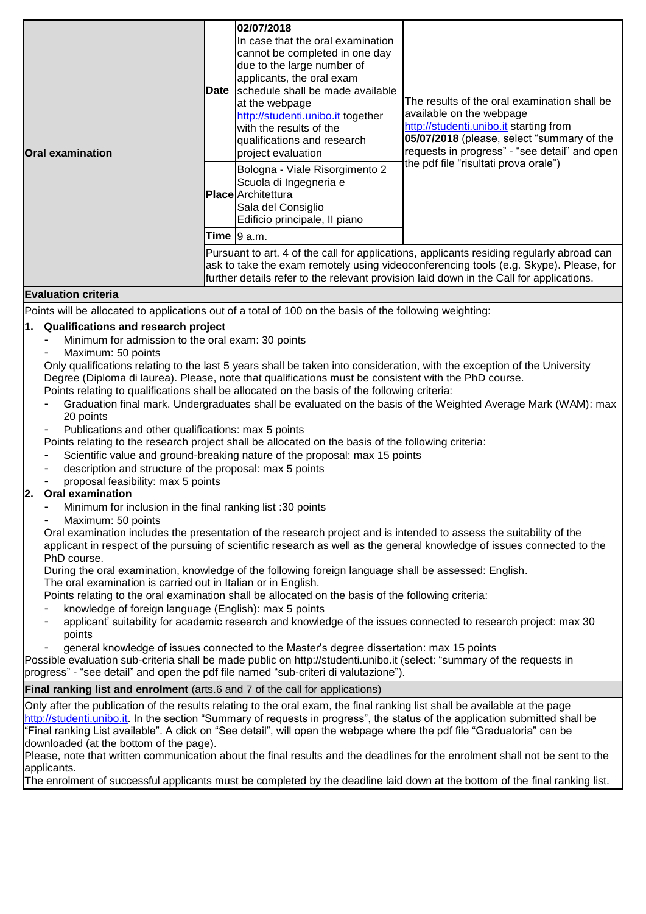| | | | |
|---|---|---|---|
| **Oral examination** | **Date** | **02/07/2018**<br>In case that the oral examination cannot be completed in one day due to the large number of applicants, the oral exam schedule shall be made available at the webpage http://studenti.unibo.it together with the results of the qualifications and research project evaluation | The results of the oral examination shall be available on the webpage http://studenti.unibo.it starting from **05/07/2018** (please, select "summary of the requests in progress" - "see detail" and open the pdf file "risultati prova orale") |
| | **Place** | Bologna - Viale Risorgimento 2<br>Scuola di Ingegneria e Architettura<br>Sala del Consiglio<br>Edificio principale, II piano | |
| | **Time** | 9 a.m. | |
| | Pursuant to art. 4 of the call for applications, applicants residing regularly abroad can ask to take the exam remotely using videoconferencing tools (e.g. Skype). Please, for further details refer to the relevant provision laid down in the Call for applications. | | |

**Evaluation criteria**

Points will be allocated to applications out of a total of 100 on the basis of the following weighting:

1. **Qualifications and research project**
   - Minimum for admission to the oral exam: 30 points
   - Maximum: 50 points

   Only qualifications relating to the last 5 years shall be taken into consideration, with the exception of the University Degree (Diploma di laurea). Please, note that qualifications must be consistent with the PhD course.

   Points relating to qualifications shall be allocated on the basis of the following criteria:
   - Graduation final mark. Undergraduates shall be evaluated on the basis of the Weighted Average Mark (WAM): max 20 points
   - Publications and other qualifications: max 5 points

   Points relating to the research project shall be allocated on the basis of the following criteria:
   - Scientific value and ground-breaking nature of the proposal: max 15 points
   - description and structure of the proposal: max 5 points
   - proposal feasibility: max 5 points
2. **Oral examination**
   - Minimum for inclusion in the final ranking list :30 points
   - Maximum: 50 points

   Oral examination includes the presentation of the research project and is intended to assess the suitability of the applicant in respect of the pursuing of scientific research as well as the general knowledge of issues connected to the PhD course.

   During the oral examination, knowledge of the following foreign language shall be assessed: English.

   The oral examination is carried out in Italian or in English.

   Points relating to the oral examination shall be allocated on the basis of the following criteria:
   - knowledge of foreign language (English): max 5 points
   - applicant' suitability for academic research and knowledge of the issues connected to research project: max 30 points
   - general knowledge of issues connected to the Master's degree dissertation: max 15 points

Possible evaluation sub-criteria shall be made public on http://studenti.unibo.it (select: "summary of the requests in progress" - "see detail" and open the pdf file named "sub-criteri di valutazione").

**Final ranking list and enrolment** (arts.6 and 7 of the call for applications)

Only after the publication of the results relating to the oral exam, the final ranking list shall be available at the page http://studenti.unibo.it. In the section "Summary of requests in progress", the status of the application submitted shall be "Final ranking List available". A click on "See detail", will open the webpage where the pdf file "Graduatoria" can be downloaded (at the bottom of the page).

Please, note that written communication about the final results and the deadlines for the enrolment shall not be sent to the applicants.

The enrolment of successful applicants must be completed by the deadline laid down at the bottom of the final ranking list.